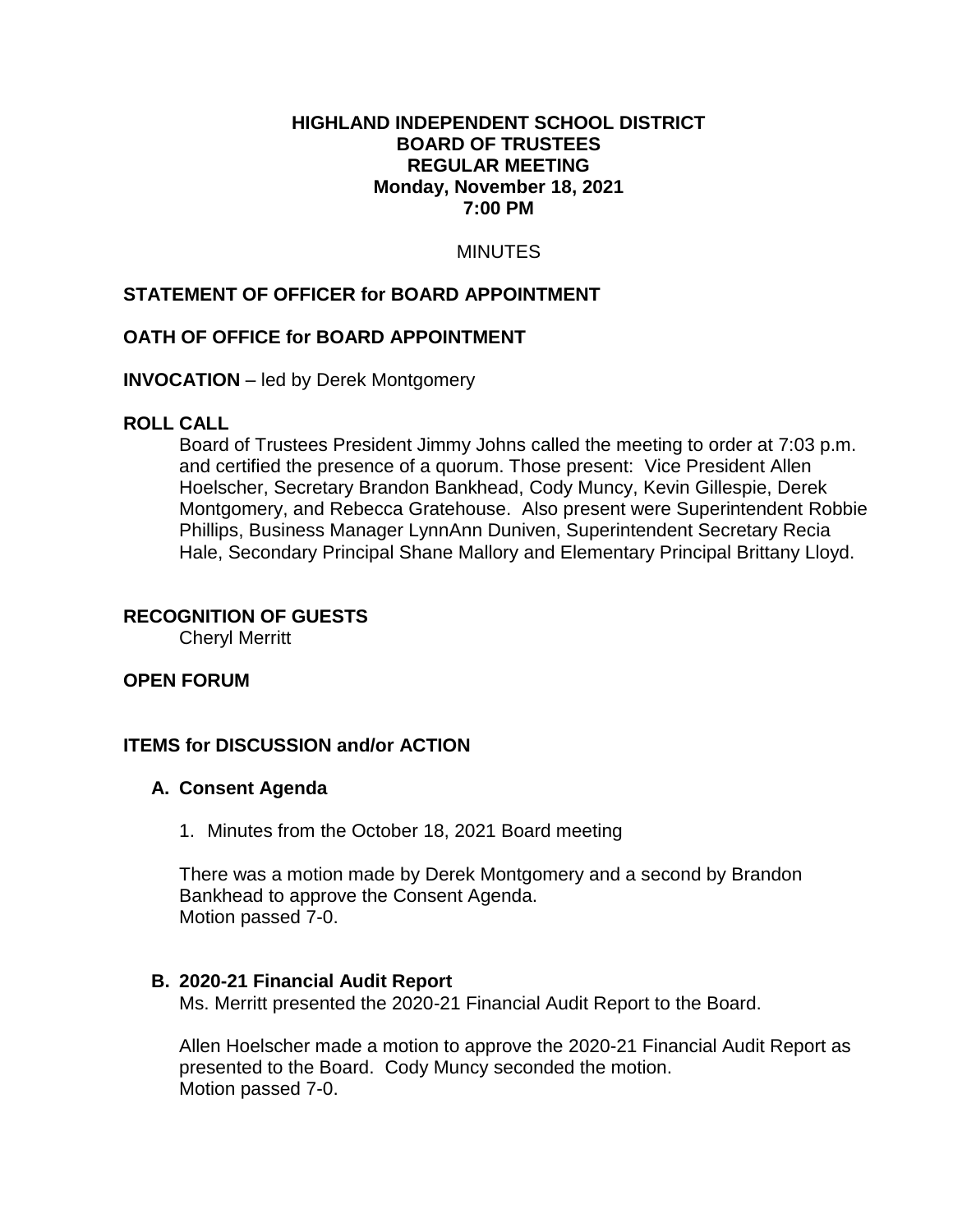**HIGHLAND INDEPENDENT SCHOOL DISTRICT**
**BOARD OF TRUSTEES**
**REGULAR MEETING**
**Monday, November 18, 2021**
**7:00 PM**

MINUTES

## STATEMENT OF OFFICER for BOARD APPOINTMENT

## OATH OF OFFICE for BOARD APPOINTMENT

**INVOCATION** – led by Derek Montgomery

## ROLL CALL

Board of Trustees President Jimmy Johns called the meeting to order at 7:03 p.m. and certified the presence of a quorum. Those present: Vice President Allen Hoelscher, Secretary Brandon Bankhead, Cody Muncy, Kevin Gillespie, Derek Montgomery, and Rebecca Gratehouse. Also present were Superintendent Robbie Phillips, Business Manager LynnAnn Duniven, Superintendent Secretary Recia Hale, Secondary Principal Shane Mallory and Elementary Principal Brittany Lloyd.

## RECOGNITION OF GUESTS

Cheryl Merritt

## OPEN FORUM

## ITEMS for DISCUSSION and/or ACTION

### A. Consent Agenda

1. Minutes from the October 18, 2021 Board meeting

There was a motion made by Derek Montgomery and a second by Brandon Bankhead to approve the Consent Agenda.
Motion passed 7-0.

### B. 2020-21 Financial Audit Report

Ms. Merritt presented the 2020-21 Financial Audit Report to the Board.

Allen Hoelscher made a motion to approve the 2020-21 Financial Audit Report as presented to the Board. Cody Muncy seconded the motion.
Motion passed 7-0.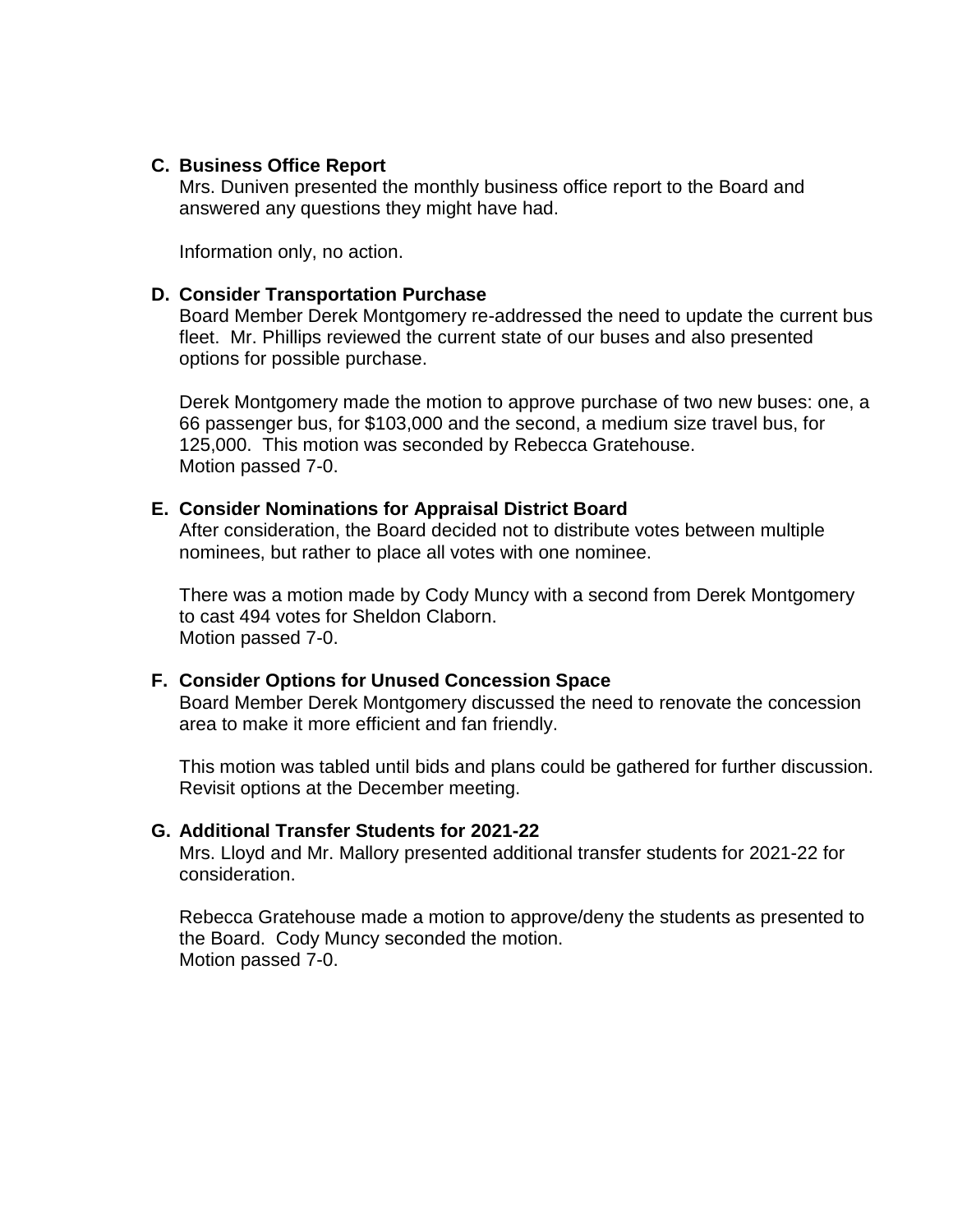**C. Business Office Report**

Mrs. Duniven presented the monthly business office report to the Board and answered any questions they might have had.

Information only, no action.

**D. Consider Transportation Purchase**

Board Member Derek Montgomery re-addressed the need to update the current bus fleet. Mr. Phillips reviewed the current state of our buses and also presented options for possible purchase.

Derek Montgomery made the motion to approve purchase of two new buses: one, a 66 passenger bus, for $103,000 and the second, a medium size travel bus, for 125,000. This motion was seconded by Rebecca Gratehouse.
Motion passed 7-0.

**E. Consider Nominations for Appraisal District Board**

After consideration, the Board decided not to distribute votes between multiple nominees, but rather to place all votes with one nominee.

There was a motion made by Cody Muncy with a second from Derek Montgomery to cast 494 votes for Sheldon Claborn.
Motion passed 7-0.

**F. Consider Options for Unused Concession Space**

Board Member Derek Montgomery discussed the need to renovate the concession area to make it more efficient and fan friendly.

This motion was tabled until bids and plans could be gathered for further discussion. Revisit options at the December meeting.

**G. Additional Transfer Students for 2021-22**

Mrs. Lloyd and Mr. Mallory presented additional transfer students for 2021-22 for consideration.

Rebecca Gratehouse made a motion to approve/deny the students as presented to the Board. Cody Muncy seconded the motion.
Motion passed 7-0.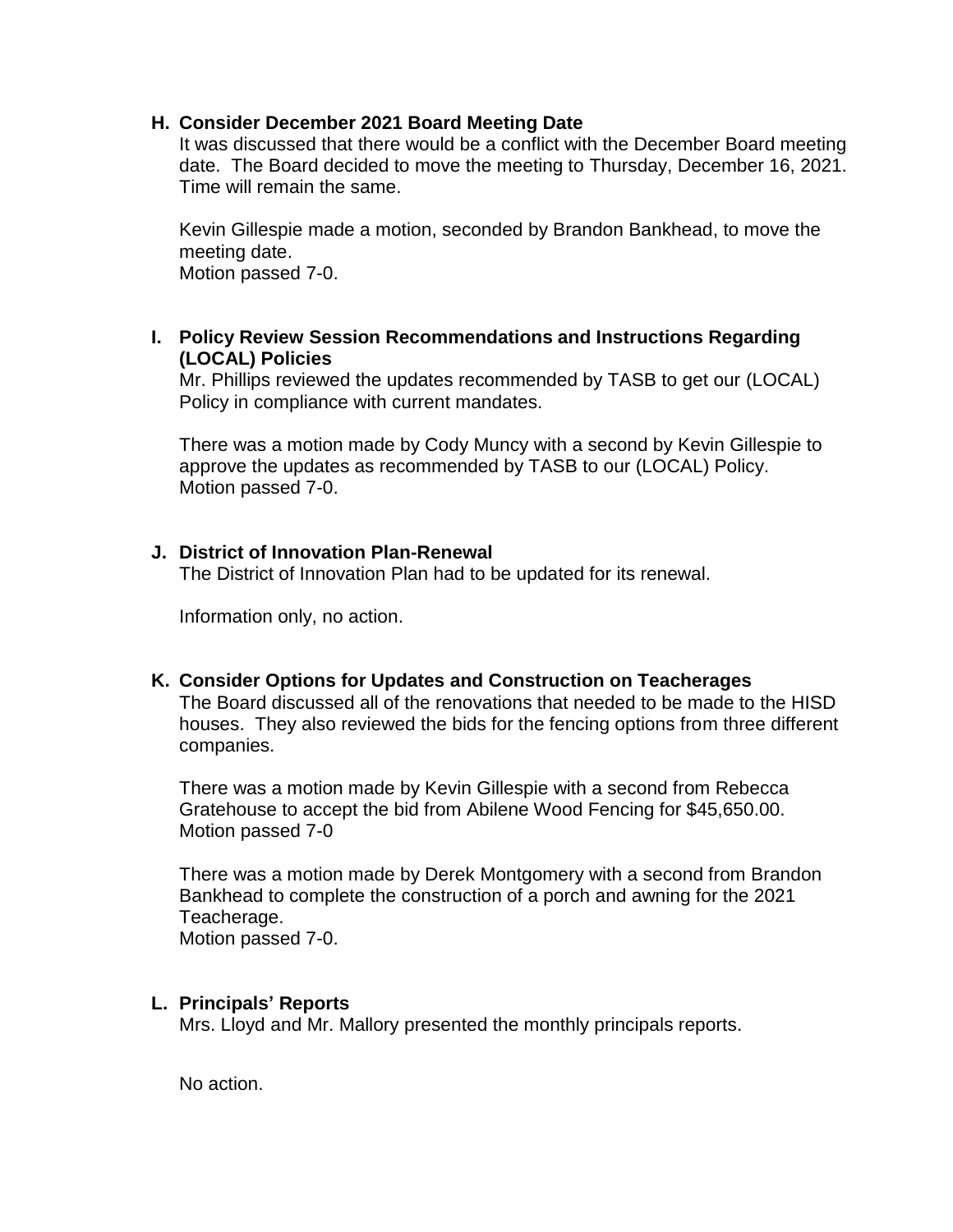**H. Consider December 2021 Board Meeting Date**

It was discussed that there would be a conflict with the December Board meeting date. The Board decided to move the meeting to Thursday, December 16, 2021. Time will remain the same.

Kevin Gillespie made a motion, seconded by Brandon Bankhead, to move the meeting date.
Motion passed 7-0.

**I. Policy Review Session Recommendations and Instructions Regarding (LOCAL) Policies**

Mr. Phillips reviewed the updates recommended by TASB to get our (LOCAL) Policy in compliance with current mandates.

There was a motion made by Cody Muncy with a second by Kevin Gillespie to approve the updates as recommended by TASB to our (LOCAL) Policy.
Motion passed 7-0.

**J. District of Innovation Plan-Renewal**

The District of Innovation Plan had to be updated for its renewal.

Information only, no action.

**K. Consider Options for Updates and Construction on Teacherages**

The Board discussed all of the renovations that needed to be made to the HISD houses. They also reviewed the bids for the fencing options from three different companies.

There was a motion made by Kevin Gillespie with a second from Rebecca Gratehouse to accept the bid from Abilene Wood Fencing for $45,650.00.
Motion passed 7-0

There was a motion made by Derek Montgomery with a second from Brandon Bankhead to complete the construction of a porch and awning for the 2021 Teacherage.
Motion passed 7-0.

**L. Principals' Reports**

Mrs. Lloyd and Mr. Mallory presented the monthly principals reports.

No action.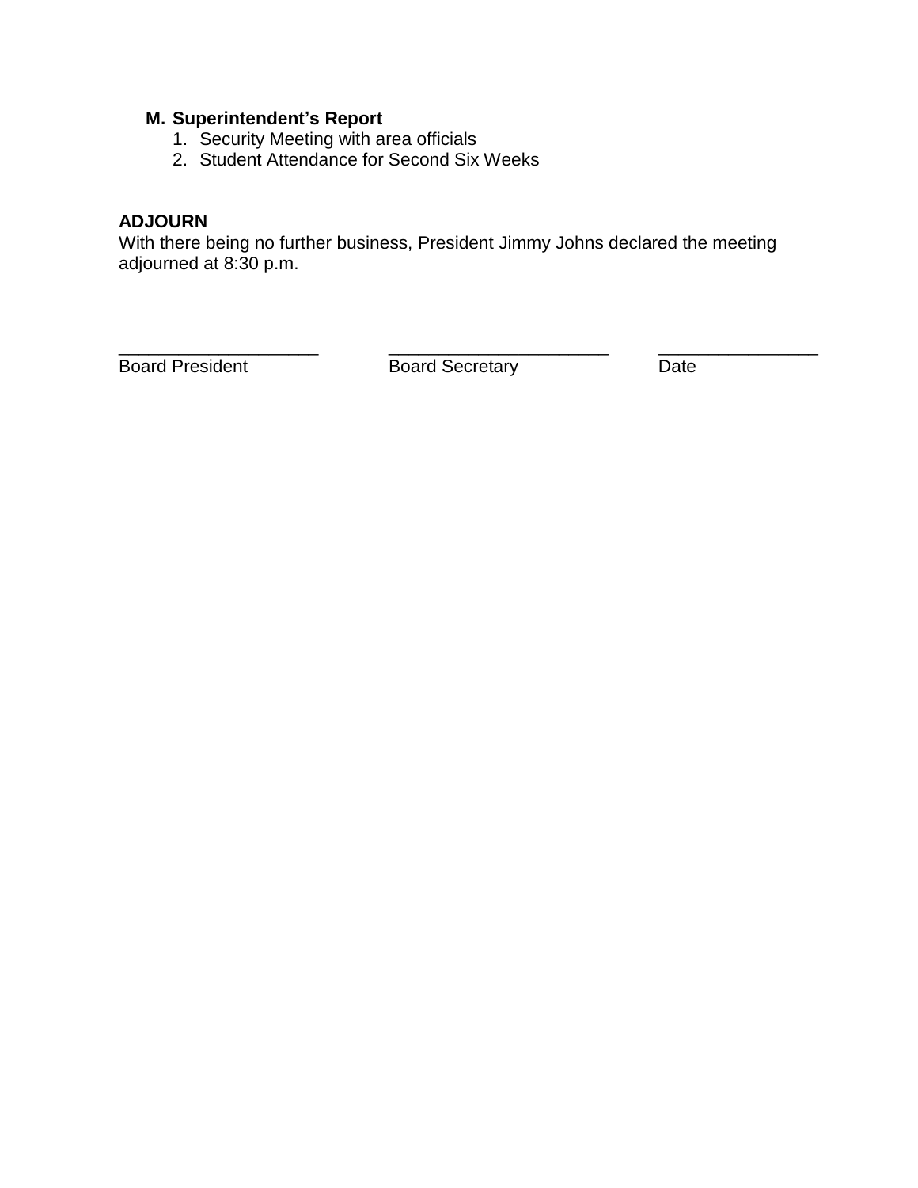**M. Superintendent's Report**

1. Security Meeting with area officials
2. Student Attendance for Second Six Weeks

**ADJOURN**

With there being no further business, President Jimmy Johns declared the meeting adjourned at 8:30 p.m.

| | | |
|---|---|---|
| ____________________ | ______________________ | ________________ |
| Board President | Board Secretary | Date |